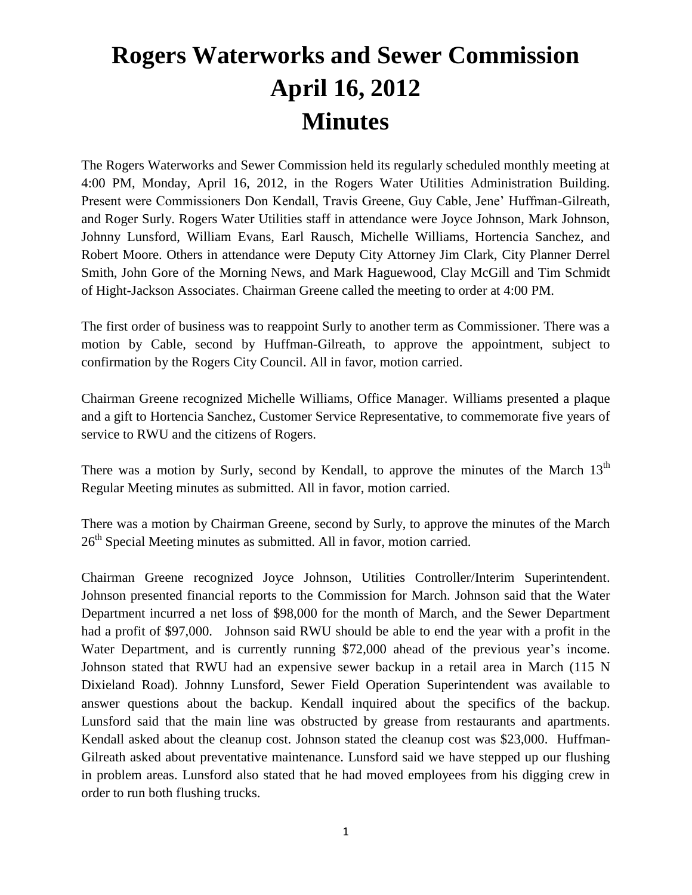# Rogers Waterworks and Sewer Commission
# April 16, 2012
# Minutes

The Rogers Waterworks and Sewer Commission held its regularly scheduled monthly meeting at 4:00 PM, Monday, April 16, 2012, in the Rogers Water Utilities Administration Building. Present were Commissioners Don Kendall, Travis Greene, Guy Cable, Jene' Huffman-Gilreath, and Roger Surly. Rogers Water Utilities staff in attendance were Joyce Johnson, Mark Johnson, Johnny Lunsford, William Evans, Earl Rausch, Michelle Williams, Hortencia Sanchez, and Robert Moore. Others in attendance were Deputy City Attorney Jim Clark, City Planner Derrel Smith, John Gore of the Morning News, and Mark Haguewood, Clay McGill and Tim Schmidt of Hight-Jackson Associates. Chairman Greene called the meeting to order at 4:00 PM.

The first order of business was to reappoint Surly to another term as Commissioner. There was a motion by Cable, second by Huffman-Gilreath, to approve the appointment, subject to confirmation by the Rogers City Council. All in favor, motion carried.

Chairman Greene recognized Michelle Williams, Office Manager. Williams presented a plaque and a gift to Hortencia Sanchez, Customer Service Representative, to commemorate five years of service to RWU and the citizens of Rogers.

There was a motion by Surly, second by Kendall, to approve the minutes of the March 13th Regular Meeting minutes as submitted. All in favor, motion carried.

There was a motion by Chairman Greene, second by Surly, to approve the minutes of the March 26th Special Meeting minutes as submitted. All in favor, motion carried.

Chairman Greene recognized Joyce Johnson, Utilities Controller/Interim Superintendent. Johnson presented financial reports to the Commission for March. Johnson said that the Water Department incurred a net loss of $98,000 for the month of March, and the Sewer Department had a profit of $97,000. Johnson said RWU should be able to end the year with a profit in the Water Department, and is currently running $72,000 ahead of the previous year's income. Johnson stated that RWU had an expensive sewer backup in a retail area in March (115 N Dixieland Road). Johnny Lunsford, Sewer Field Operation Superintendent was available to answer questions about the backup. Kendall inquired about the specifics of the backup. Lunsford said that the main line was obstructed by grease from restaurants and apartments. Kendall asked about the cleanup cost. Johnson stated the cleanup cost was $23,000. Huffman-Gilreath asked about preventative maintenance. Lunsford said we have stepped up our flushing in problem areas. Lunsford also stated that he had moved employees from his digging crew in order to run both flushing trucks.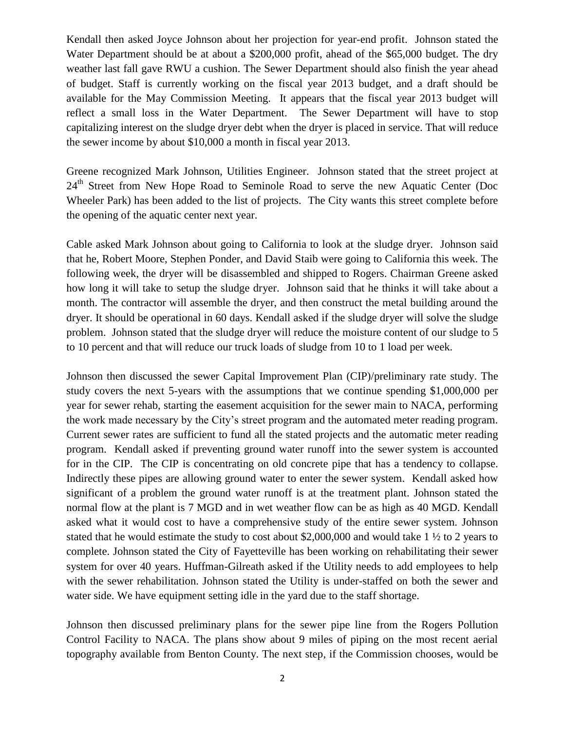Kendall then asked Joyce Johnson about her projection for year-end profit. Johnson stated the Water Department should be at about a $200,000 profit, ahead of the $65,000 budget. The dry weather last fall gave RWU a cushion. The Sewer Department should also finish the year ahead of budget. Staff is currently working on the fiscal year 2013 budget, and a draft should be available for the May Commission Meeting. It appears that the fiscal year 2013 budget will reflect a small loss in the Water Department. The Sewer Department will have to stop capitalizing interest on the sludge dryer debt when the dryer is placed in service. That will reduce the sewer income by about $10,000 a month in fiscal year 2013.

Greene recognized Mark Johnson, Utilities Engineer. Johnson stated that the street project at 24th Street from New Hope Road to Seminole Road to serve the new Aquatic Center (Doc Wheeler Park) has been added to the list of projects. The City wants this street complete before the opening of the aquatic center next year.

Cable asked Mark Johnson about going to California to look at the sludge dryer. Johnson said that he, Robert Moore, Stephen Ponder, and David Staib were going to California this week. The following week, the dryer will be disassembled and shipped to Rogers. Chairman Greene asked how long it will take to setup the sludge dryer. Johnson said that he thinks it will take about a month. The contractor will assemble the dryer, and then construct the metal building around the dryer. It should be operational in 60 days. Kendall asked if the sludge dryer will solve the sludge problem. Johnson stated that the sludge dryer will reduce the moisture content of our sludge to 5 to 10 percent and that will reduce our truck loads of sludge from 10 to 1 load per week.

Johnson then discussed the sewer Capital Improvement Plan (CIP)/preliminary rate study. The study covers the next 5-years with the assumptions that we continue spending $1,000,000 per year for sewer rehab, starting the easement acquisition for the sewer main to NACA, performing the work made necessary by the City's street program and the automated meter reading program. Current sewer rates are sufficient to fund all the stated projects and the automatic meter reading program. Kendall asked if preventing ground water runoff into the sewer system is accounted for in the CIP. The CIP is concentrating on old concrete pipe that has a tendency to collapse. Indirectly these pipes are allowing ground water to enter the sewer system. Kendall asked how significant of a problem the ground water runoff is at the treatment plant. Johnson stated the normal flow at the plant is 7 MGD and in wet weather flow can be as high as 40 MGD. Kendall asked what it would cost to have a comprehensive study of the entire sewer system. Johnson stated that he would estimate the study to cost about $2,000,000 and would take 1 ½ to 2 years to complete. Johnson stated the City of Fayetteville has been working on rehabilitating their sewer system for over 40 years. Huffman-Gilreath asked if the Utility needs to add employees to help with the sewer rehabilitation. Johnson stated the Utility is under-staffed on both the sewer and water side. We have equipment setting idle in the yard due to the staff shortage.

Johnson then discussed preliminary plans for the sewer pipe line from the Rogers Pollution Control Facility to NACA. The plans show about 9 miles of piping on the most recent aerial topography available from Benton County. The next step, if the Commission chooses, would be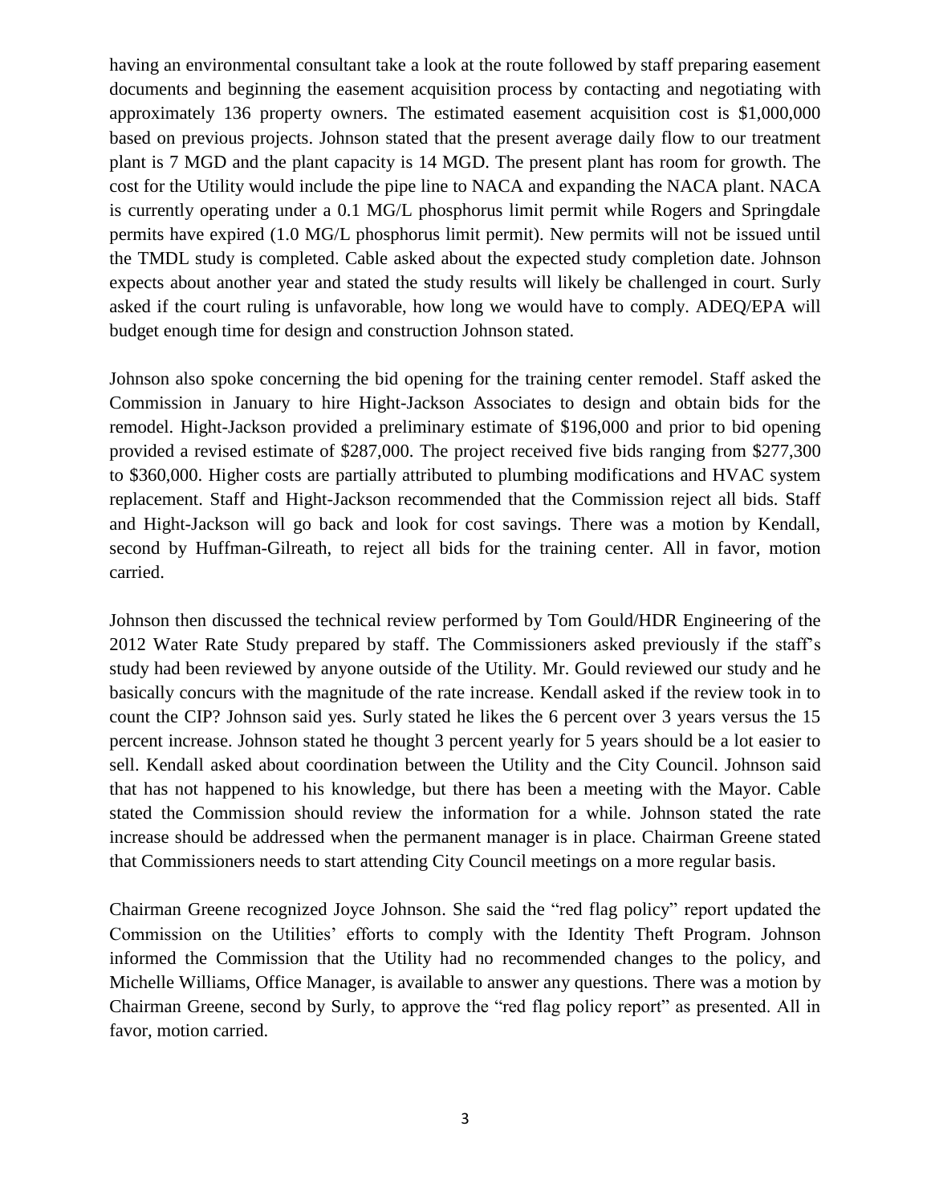having an environmental consultant take a look at the route followed by staff preparing easement documents and beginning the easement acquisition process by contacting and negotiating with approximately 136 property owners. The estimated easement acquisition cost is $1,000,000 based on previous projects. Johnson stated that the present average daily flow to our treatment plant is 7 MGD and the plant capacity is 14 MGD. The present plant has room for growth. The cost for the Utility would include the pipe line to NACA and expanding the NACA plant. NACA is currently operating under a 0.1 MG/L phosphorus limit permit while Rogers and Springdale permits have expired (1.0 MG/L phosphorus limit permit). New permits will not be issued until the TMDL study is completed. Cable asked about the expected study completion date. Johnson expects about another year and stated the study results will likely be challenged in court. Surly asked if the court ruling is unfavorable, how long we would have to comply. ADEQ/EPA will budget enough time for design and construction Johnson stated.

Johnson also spoke concerning the bid opening for the training center remodel. Staff asked the Commission in January to hire Hight-Jackson Associates to design and obtain bids for the remodel. Hight-Jackson provided a preliminary estimate of $196,000 and prior to bid opening provided a revised estimate of $287,000. The project received five bids ranging from $277,300 to $360,000. Higher costs are partially attributed to plumbing modifications and HVAC system replacement. Staff and Hight-Jackson recommended that the Commission reject all bids. Staff and Hight-Jackson will go back and look for cost savings. There was a motion by Kendall, second by Huffman-Gilreath, to reject all bids for the training center. All in favor, motion carried.

Johnson then discussed the technical review performed by Tom Gould/HDR Engineering of the 2012 Water Rate Study prepared by staff. The Commissioners asked previously if the staff's study had been reviewed by anyone outside of the Utility. Mr. Gould reviewed our study and he basically concurs with the magnitude of the rate increase. Kendall asked if the review took in to count the CIP? Johnson said yes. Surly stated he likes the 6 percent over 3 years versus the 15 percent increase. Johnson stated he thought 3 percent yearly for 5 years should be a lot easier to sell. Kendall asked about coordination between the Utility and the City Council. Johnson said that has not happened to his knowledge, but there has been a meeting with the Mayor. Cable stated the Commission should review the information for a while. Johnson stated the rate increase should be addressed when the permanent manager is in place. Chairman Greene stated that Commissioners needs to start attending City Council meetings on a more regular basis.

Chairman Greene recognized Joyce Johnson. She said the "red flag policy" report updated the Commission on the Utilities' efforts to comply with the Identity Theft Program. Johnson informed the Commission that the Utility had no recommended changes to the policy, and Michelle Williams, Office Manager, is available to answer any questions. There was a motion by Chairman Greene, second by Surly, to approve the "red flag policy report" as presented. All in favor, motion carried.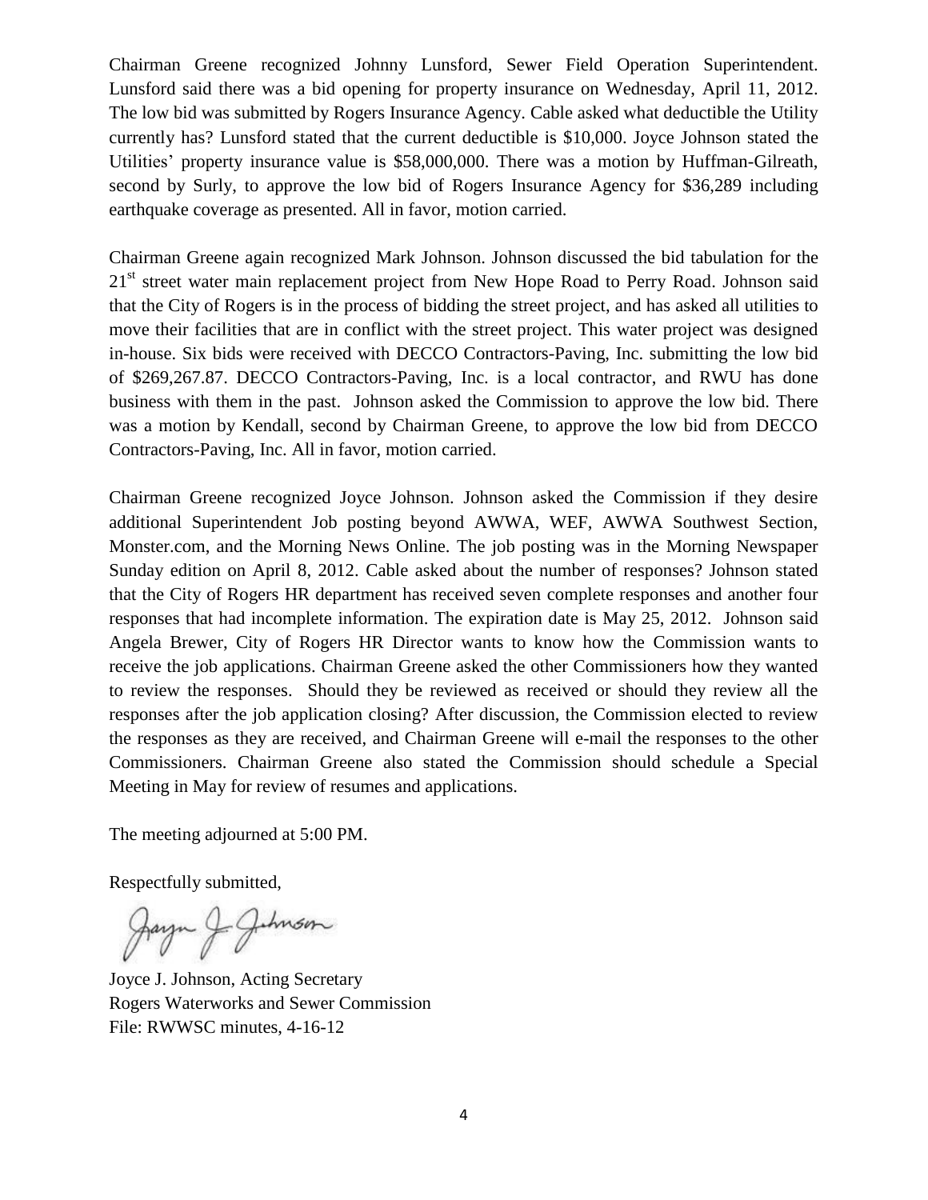Chairman Greene recognized Johnny Lunsford, Sewer Field Operation Superintendent. Lunsford said there was a bid opening for property insurance on Wednesday, April 11, 2012. The low bid was submitted by Rogers Insurance Agency. Cable asked what deductible the Utility currently has? Lunsford stated that the current deductible is $10,000. Joyce Johnson stated the Utilities' property insurance value is $58,000,000. There was a motion by Huffman-Gilreath, second by Surly, to approve the low bid of Rogers Insurance Agency for $36,289 including earthquake coverage as presented. All in favor, motion carried.

Chairman Greene again recognized Mark Johnson. Johnson discussed the bid tabulation for the 21st street water main replacement project from New Hope Road to Perry Road. Johnson said that the City of Rogers is in the process of bidding the street project, and has asked all utilities to move their facilities that are in conflict with the street project. This water project was designed in-house. Six bids were received with DECCO Contractors-Paving, Inc. submitting the low bid of $269,267.87. DECCO Contractors-Paving, Inc. is a local contractor, and RWU has done business with them in the past. Johnson asked the Commission to approve the low bid. There was a motion by Kendall, second by Chairman Greene, to approve the low bid from DECCO Contractors-Paving, Inc. All in favor, motion carried.

Chairman Greene recognized Joyce Johnson. Johnson asked the Commission if they desire additional Superintendent Job posting beyond AWWA, WEF, AWWA Southwest Section, Monster.com, and the Morning News Online. The job posting was in the Morning Newspaper Sunday edition on April 8, 2012. Cable asked about the number of responses? Johnson stated that the City of Rogers HR department has received seven complete responses and another four responses that had incomplete information. The expiration date is May 25, 2012. Johnson said Angela Brewer, City of Rogers HR Director wants to know how the Commission wants to receive the job applications. Chairman Greene asked the other Commissioners how they wanted to review the responses. Should they be reviewed as received or should they review all the responses after the job application closing? After discussion, the Commission elected to review the responses as they are received, and Chairman Greene will e-mail the responses to the other Commissioners. Chairman Greene also stated the Commission should schedule a Special Meeting in May for review of resumes and applications.

The meeting adjourned at 5:00 PM.

Respectfully submitted,

Joyce J. Johnson, Acting Secretary
Rogers Waterworks and Sewer Commission
File: RWWSC minutes, 4-16-12